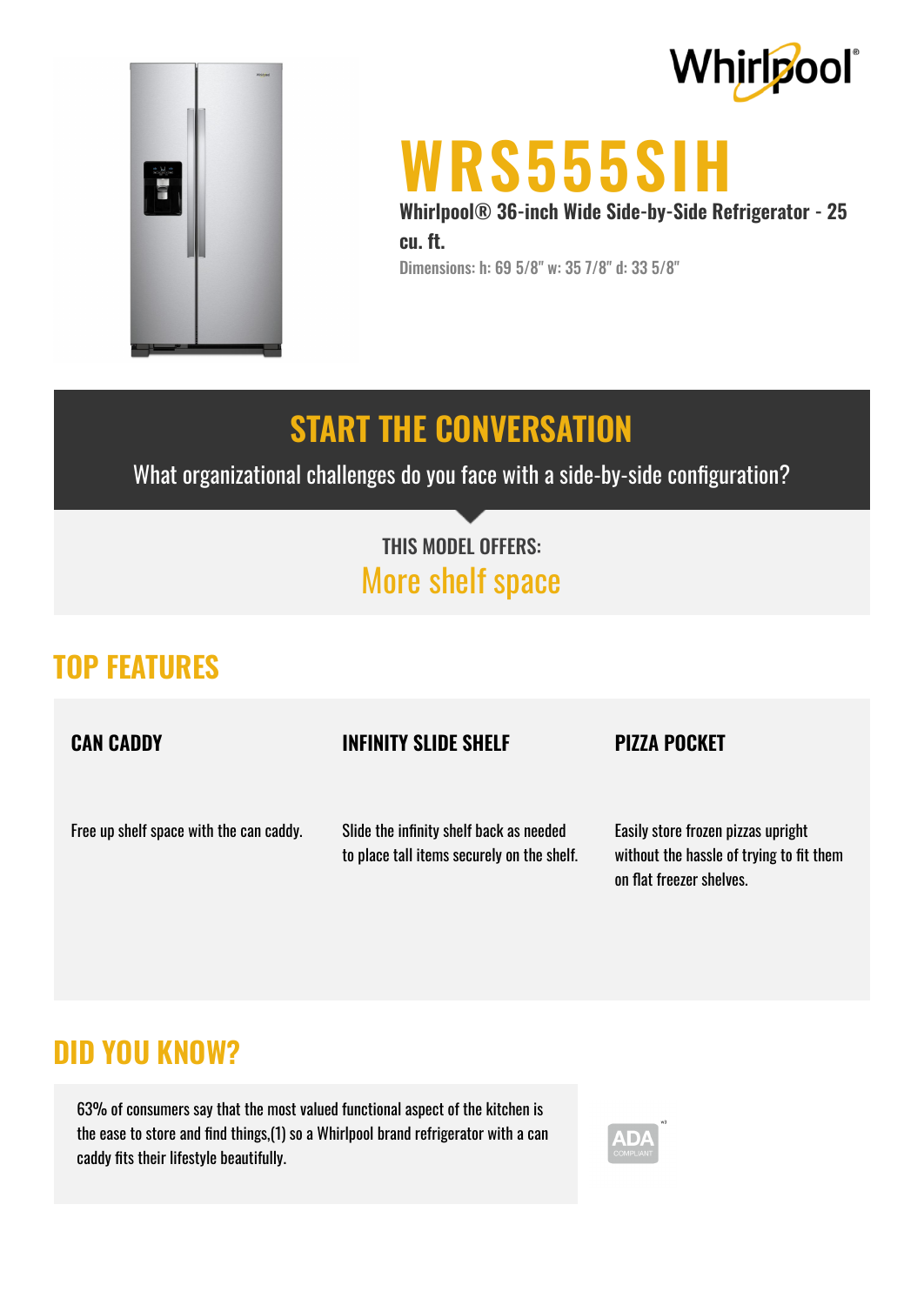Whirlpool®

# WRS555SIH

**Whirlpool® 36-inch Wide Side-by-Side Refrigerator - 25 cu. ft.**

Dimensions: h: 69 5/8" w: 35 7/8" d: 33 5/8"

## START THE CONVERSATION

What organizational challenges do you face with a side-by-side configuration?

THIS MODEL OFFERS:

More shelf space

## TOP FEATURES

### CAN CADDY

Free up shelf space with the can caddy.

### INFINITY SLIDE SHELF

Slide the infinity shelf back as needed to place tall items securely on the shelf.

### PIZZA POCKET

Easily store frozen pizzas upright without the hassle of trying to fit them on flat freezer shelves.

## DID YOU KNOW?

63% of consumers say that the most valued functional aspect of the kitchen is the ease to store and find things,(1) so a Whirlpool brand refrigerator with a can caddy fits their lifestyle beautifully.

ADA COMPLIANT[w3]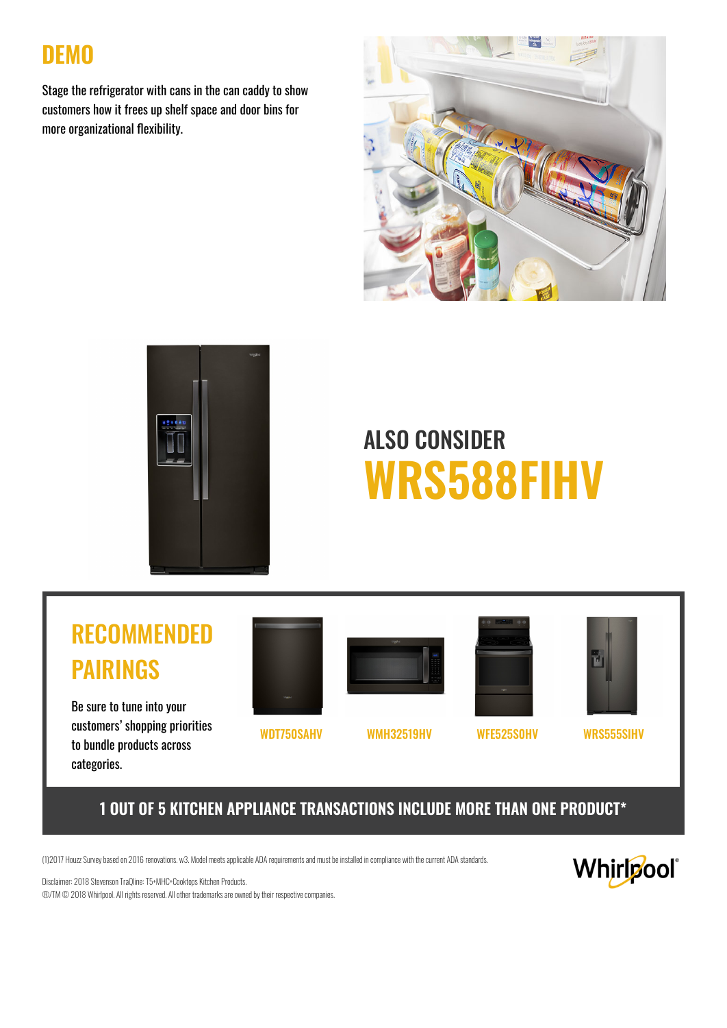## DEMO

Stage the refrigerator with cans in the can caddy to show customers how it frees up shelf space and door bins for more organizational flexibility.

## ALSO CONSIDER

# WRS588FIHV

## RECOMMENDED PAIRINGS

Be sure to tune into your customers' shopping priorities to bundle products across categories.

WDT750SAHV

WMH32519HV

WFE525S0HV

WRS555SIHV

**1 OUT OF 5 KITCHEN APPLIANCE TRANSACTIONS INCLUDE MORE THAN ONE PRODUCT***

(1)2017 Houzz Survey based on 2016 renovations. w3. Model meets applicable ADA requirements and must be installed in compliance with the current ADA standards.

Disclaimer: 2018 Stevenson TraQline: T5+MHC+Cooktops Kitchen Products.
®/TM © 2018 Whirlpool. All rights reserved. All other trademarks are owned by their respective companies.

Whirlpool®